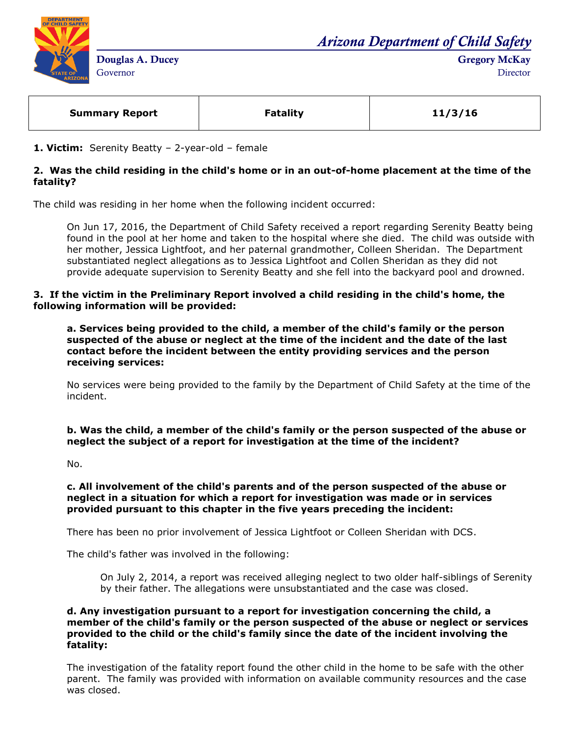*Arizona Department of Child Safety*

**Douglas A. Ducey**
Governor

**Gregory McKay**
Director

| Summary Report | Fatality | 11/3/16 |
|---|---|---|

**1. Victim:** Serenity Beatty – 2-year-old – female

**2. Was the child residing in the child's home or in an out-of-home placement at the time of the fatality?**

The child was residing in her home when the following incident occurred:

> On Jun 17, 2016, the Department of Child Safety received a report regarding Serenity Beatty being found in the pool at her home and taken to the hospital where she died. The child was outside with her mother, Jessica Lightfoot, and her paternal grandmother, Colleen Sheridan. The Department substantiated neglect allegations as to Jessica Lightfoot and Collen Sheridan as they did not provide adequate supervision to Serenity Beatty and she fell into the backyard pool and drowned.

**3. If the victim in the Preliminary Report involved a child residing in the child's home, the following information will be provided:**

**a. Services being provided to the child, a member of the child's family or the person suspected of the abuse or neglect at the time of the incident and the date of the last contact before the incident between the entity providing services and the person receiving services:**

No services were being provided to the family by the Department of Child Safety at the time of the incident.

**b. Was the child, a member of the child's family or the person suspected of the abuse or neglect the subject of a report for investigation at the time of the incident?**

No.

**c. All involvement of the child's parents and of the person suspected of the abuse or neglect in a situation for which a report for investigation was made or in services provided pursuant to this chapter in the five years preceding the incident:**

There has been no prior involvement of Jessica Lightfoot or Colleen Sheridan with DCS.

The child's father was involved in the following:

> On July 2, 2014, a report was received alleging neglect to two older half-siblings of Serenity by their father. The allegations were unsubstantiated and the case was closed.

**d. Any investigation pursuant to a report for investigation concerning the child, a member of the child's family or the person suspected of the abuse or neglect or services provided to the child or the child's family since the date of the incident involving the fatality:**

The investigation of the fatality report found the other child in the home to be safe with the other parent. The family was provided with information on available community resources and the case was closed.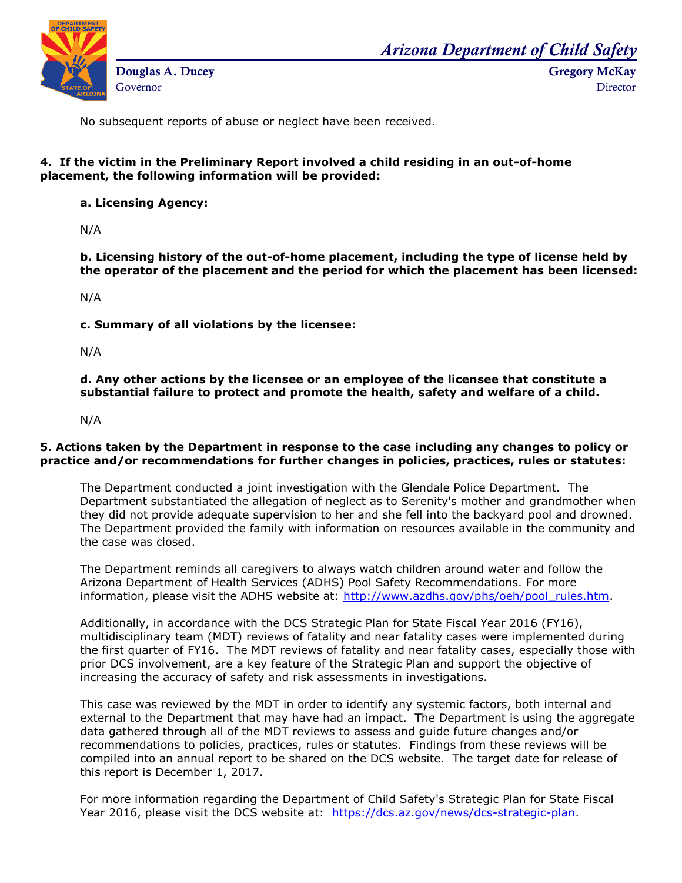No subsequent reports of abuse or neglect have been received.

**4. If the victim in the Preliminary Report involved a child residing in an out-of-home placement, the following information will be provided:**

**a. Licensing Agency:**

N/A

**b. Licensing history of the out-of-home placement, including the type of license held by the operator of the placement and the period for which the placement has been licensed:**

N/A

**c. Summary of all violations by the licensee:**

N/A

**d. Any other actions by the licensee or an employee of the licensee that constitute a substantial failure to protect and promote the health, safety and welfare of a child.**

N/A

**5. Actions taken by the Department in response to the case including any changes to policy or practice and/or recommendations for further changes in policies, practices, rules or statutes:**

The Department conducted a joint investigation with the Glendale Police Department. The Department substantiated the allegation of neglect as to Serenity's mother and grandmother when they did not provide adequate supervision to her and she fell into the backyard pool and drowned. The Department provided the family with information on resources available in the community and the case was closed.

The Department reminds all caregivers to always watch children around water and follow the Arizona Department of Health Services (ADHS) Pool Safety Recommendations. For more information, please visit the ADHS website at: [http://www.azdhs.gov/phs/oeh/pool_rules.htm](http://www.azdhs.gov/phs/oeh/pool_rules.htm).

Additionally, in accordance with the DCS Strategic Plan for State Fiscal Year 2016 (FY16), multidisciplinary team (MDT) reviews of fatality and near fatality cases were implemented during the first quarter of FY16. The MDT reviews of fatality and near fatality cases, especially those with prior DCS involvement, are a key feature of the Strategic Plan and support the objective of increasing the accuracy of safety and risk assessments in investigations.

This case was reviewed by the MDT in order to identify any systemic factors, both internal and external to the Department that may have had an impact. The Department is using the aggregate data gathered through all of the MDT reviews to assess and guide future changes and/or recommendations to policies, practices, rules or statutes. Findings from these reviews will be compiled into an annual report to be shared on the DCS website. The target date for release of this report is December 1, 2017.

For more information regarding the Department of Child Safety's Strategic Plan for State Fiscal Year 2016, please visit the DCS website at: [https://dcs.az.gov/news/dcs-strategic-plan](https://dcs.az.gov/news/dcs-strategic-plan).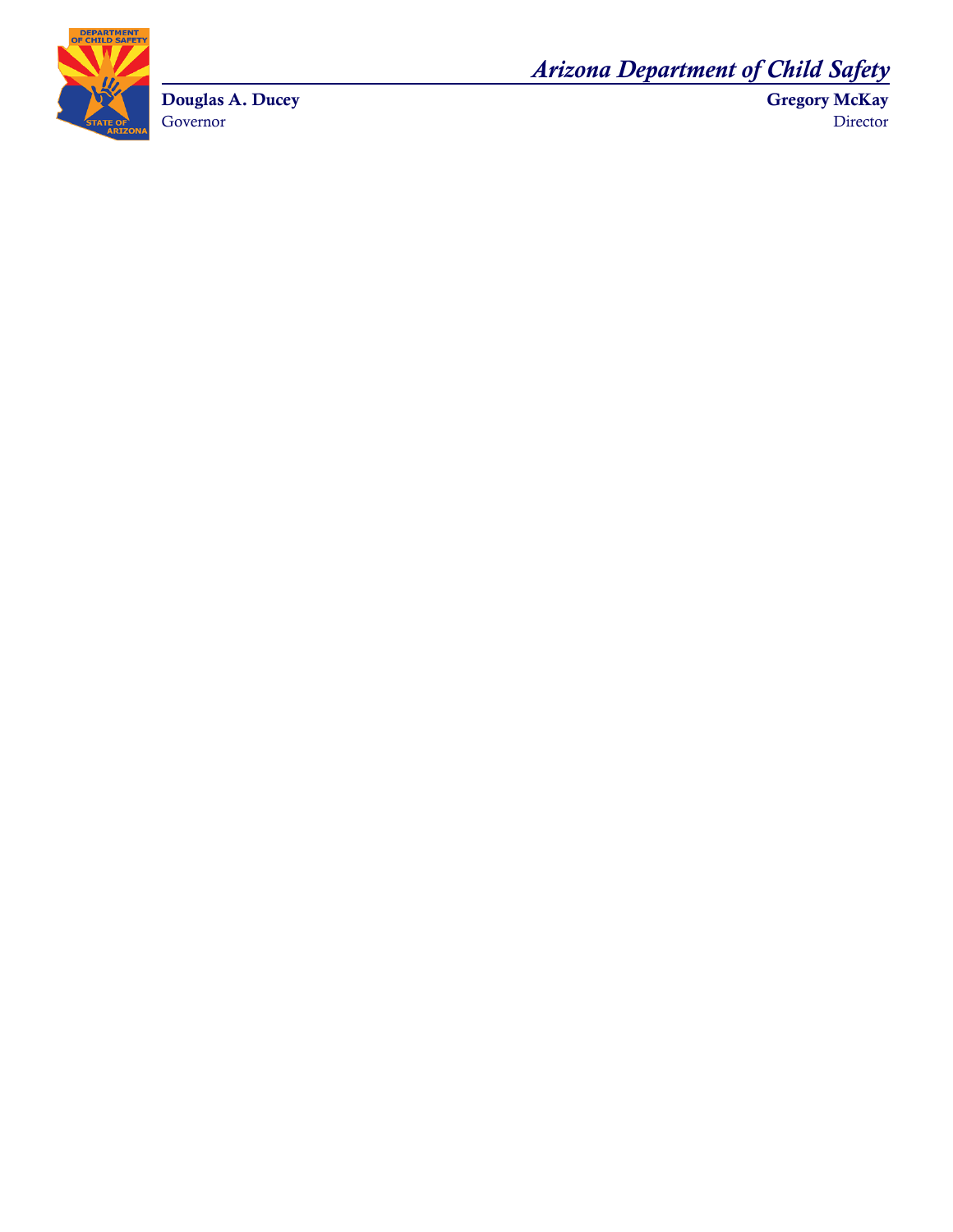*Arizona Department of Child Safety*

**Douglas A. Ducey**
Governor

**Gregory McKay**
Director